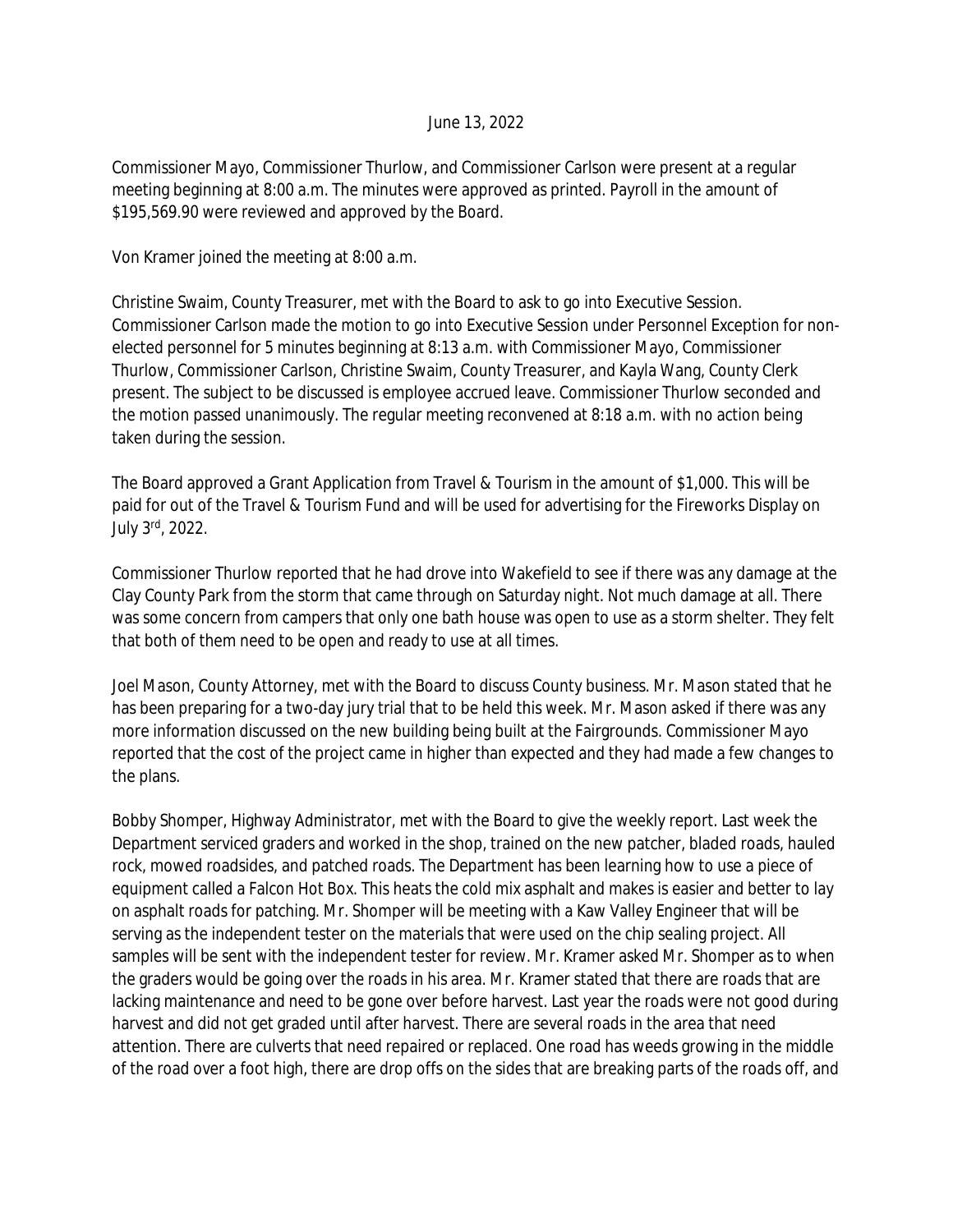June 13, 2022

Commissioner Mayo, Commissioner Thurlow, and Commissioner Carlson were present at a regular meeting beginning at 8:00 a.m. The minutes were approved as printed. Payroll in the amount of $195,569.90 were reviewed and approved by the Board.

Von Kramer joined the meeting at 8:00 a.m.

Christine Swaim, County Treasurer, met with the Board to ask to go into Executive Session. Commissioner Carlson made the motion to go into Executive Session under Personnel Exception for non-elected personnel for 5 minutes beginning at 8:13 a.m. with Commissioner Mayo, Commissioner Thurlow, Commissioner Carlson, Christine Swaim, County Treasurer, and Kayla Wang, County Clerk present. The subject to be discussed is employee accrued leave. Commissioner Thurlow seconded and the motion passed unanimously. The regular meeting reconvened at 8:18 a.m. with no action being taken during the session.

The Board approved a Grant Application from Travel & Tourism in the amount of $1,000. This will be paid for out of the Travel & Tourism Fund and will be used for advertising for the Fireworks Display on July 3rd, 2022.

Commissioner Thurlow reported that he had drove into Wakefield to see if there was any damage at the Clay County Park from the storm that came through on Saturday night. Not much damage at all. There was some concern from campers that only one bath house was open to use as a storm shelter. They felt that both of them need to be open and ready to use at all times.

Joel Mason, County Attorney, met with the Board to discuss County business. Mr. Mason stated that he has been preparing for a two-day jury trial that to be held this week. Mr. Mason asked if there was any more information discussed on the new building being built at the Fairgrounds. Commissioner Mayo reported that the cost of the project came in higher than expected and they had made a few changes to the plans.

Bobby Shomper, Highway Administrator, met with the Board to give the weekly report. Last week the Department serviced graders and worked in the shop, trained on the new patcher, bladed roads, hauled rock, mowed roadsides, and patched roads. The Department has been learning how to use a piece of equipment called a Falcon Hot Box. This heats the cold mix asphalt and makes is easier and better to lay on asphalt roads for patching. Mr. Shomper will be meeting with a Kaw Valley Engineer that will be serving as the independent tester on the materials that were used on the chip sealing project. All samples will be sent with the independent tester for review. Mr. Kramer asked Mr. Shomper as to when the graders would be going over the roads in his area. Mr. Kramer stated that there are roads that are lacking maintenance and need to be gone over before harvest. Last year the roads were not good during harvest and did not get graded until after harvest. There are several roads in the area that need attention. There are culverts that need repaired or replaced. One road has weeds growing in the middle of the road over a foot high, there are drop offs on the sides that are breaking parts of the roads off, and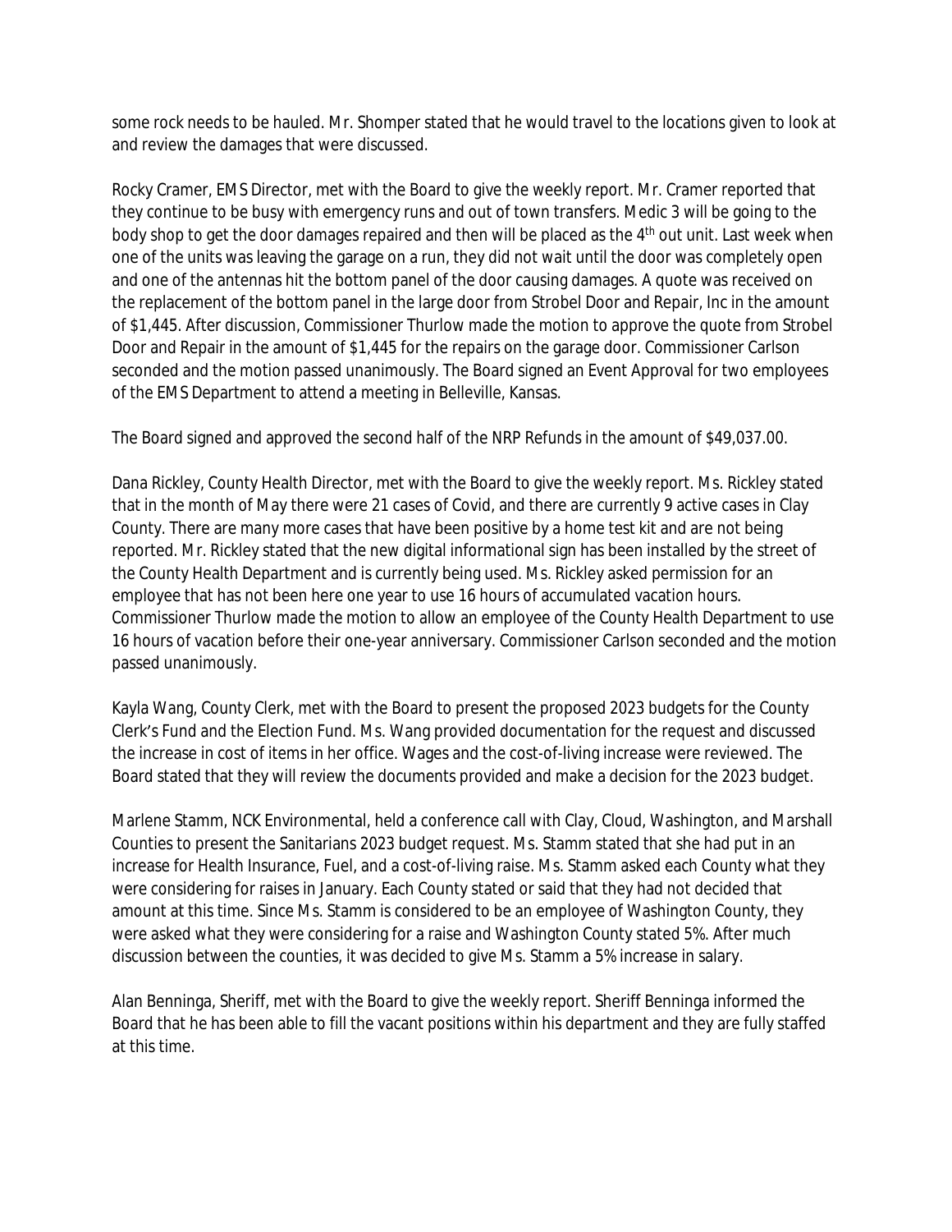some rock needs to be hauled. Mr. Shomper stated that he would travel to the locations given to look at and review the damages that were discussed.

Rocky Cramer, EMS Director, met with the Board to give the weekly report. Mr. Cramer reported that they continue to be busy with emergency runs and out of town transfers. Medic 3 will be going to the body shop to get the door damages repaired and then will be placed as the 4th out unit. Last week when one of the units was leaving the garage on a run, they did not wait until the door was completely open and one of the antennas hit the bottom panel of the door causing damages. A quote was received on the replacement of the bottom panel in the large door from Strobel Door and Repair, Inc in the amount of $1,445. After discussion, Commissioner Thurlow made the motion to approve the quote from Strobel Door and Repair in the amount of $1,445 for the repairs on the garage door. Commissioner Carlson seconded and the motion passed unanimously. The Board signed an Event Approval for two employees of the EMS Department to attend a meeting in Belleville, Kansas.

The Board signed and approved the second half of the NRP Refunds in the amount of $49,037.00.

Dana Rickley, County Health Director, met with the Board to give the weekly report. Ms. Rickley stated that in the month of May there were 21 cases of Covid, and there are currently 9 active cases in Clay County. There are many more cases that have been positive by a home test kit and are not being reported. Mr. Rickley stated that the new digital informational sign has been installed by the street of the County Health Department and is currently being used. Ms. Rickley asked permission for an employee that has not been here one year to use 16 hours of accumulated vacation hours. Commissioner Thurlow made the motion to allow an employee of the County Health Department to use 16 hours of vacation before their one-year anniversary. Commissioner Carlson seconded and the motion passed unanimously.

Kayla Wang, County Clerk, met with the Board to present the proposed 2023 budgets for the County Clerk's Fund and the Election Fund. Ms. Wang provided documentation for the request and discussed the increase in cost of items in her office. Wages and the cost-of-living increase were reviewed. The Board stated that they will review the documents provided and make a decision for the 2023 budget.

Marlene Stamm, NCK Environmental, held a conference call with Clay, Cloud, Washington, and Marshall Counties to present the Sanitarians 2023 budget request. Ms. Stamm stated that she had put in an increase for Health Insurance, Fuel, and a cost-of-living raise. Ms. Stamm asked each County what they were considering for raises in January. Each County stated or said that they had not decided that amount at this time. Since Ms. Stamm is considered to be an employee of Washington County, they were asked what they were considering for a raise and Washington County stated 5%. After much discussion between the counties, it was decided to give Ms. Stamm a 5% increase in salary.

Alan Benninga, Sheriff, met with the Board to give the weekly report. Sheriff Benninga informed the Board that he has been able to fill the vacant positions within his department and they are fully staffed at this time.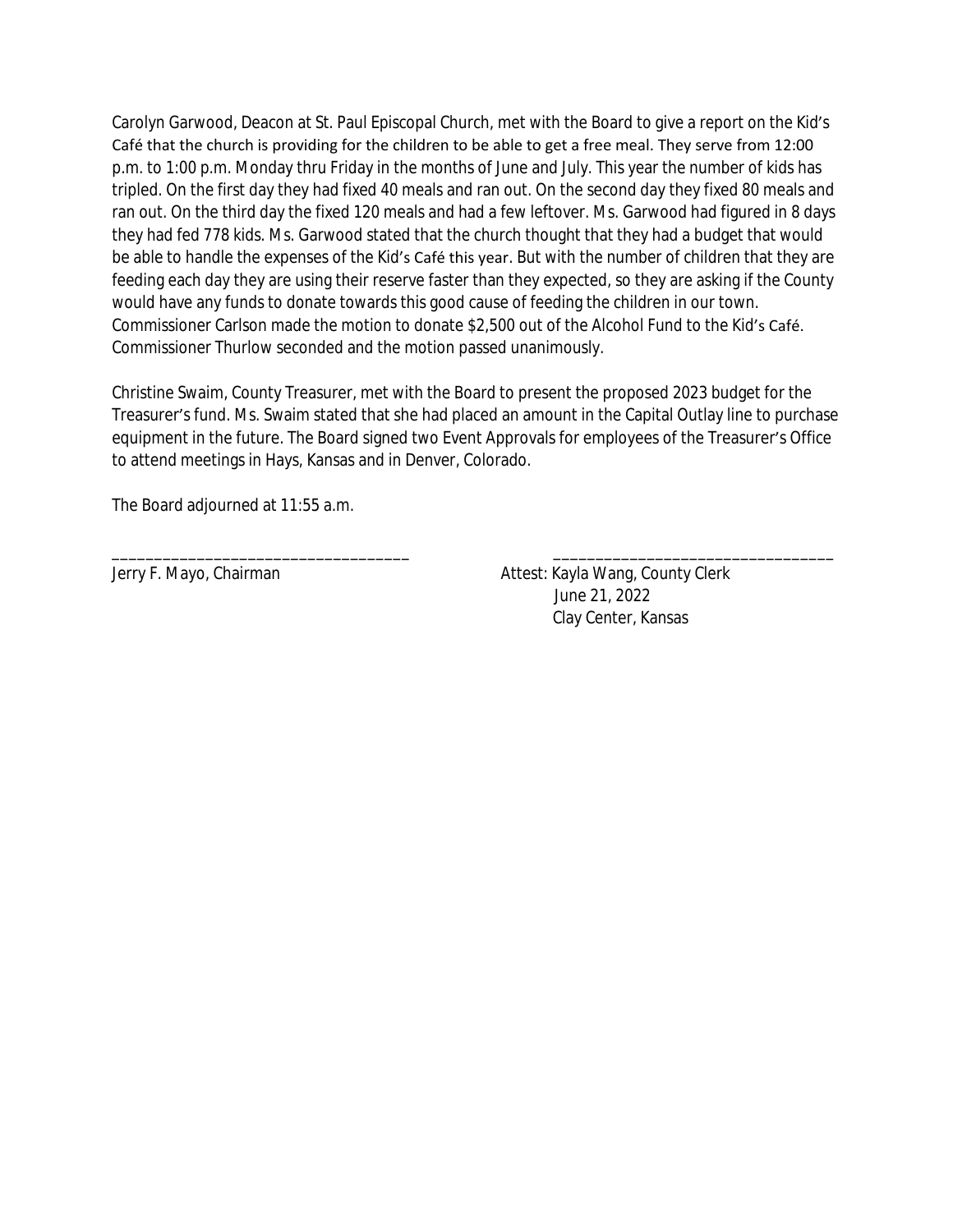Carolyn Garwood, Deacon at St. Paul Episcopal Church, met with the Board to give a report on the Kid's Café that the church is providing for the children to be able to get a free meal. They serve from 12:00 p.m. to 1:00 p.m. Monday thru Friday in the months of June and July. This year the number of kids has tripled. On the first day they had fixed 40 meals and ran out. On the second day they fixed 80 meals and ran out. On the third day the fixed 120 meals and had a few leftover. Ms. Garwood had figured in 8 days they had fed 778 kids. Ms. Garwood stated that the church thought that they had a budget that would be able to handle the expenses of the Kid's Café this year. But with the number of children that they are feeding each day they are using their reserve faster than they expected, so they are asking if the County would have any funds to donate towards this good cause of feeding the children in our town. Commissioner Carlson made the motion to donate $2,500 out of the Alcohol Fund to the Kid's Café. Commissioner Thurlow seconded and the motion passed unanimously.

Christine Swaim, County Treasurer, met with the Board to present the proposed 2023 budget for the Treasurer's fund. Ms. Swaim stated that she had placed an amount in the Capital Outlay line to purchase equipment in the future. The Board signed two Event Approvals for employees of the Treasurer's Office to attend meetings in Hays, Kansas and in Denver, Colorado.

The Board adjourned at 11:55 a.m.

\_\_\_\_\_\_\_\_\_\_\_\_\_\_\_\_\_\_\_\_\_\_\_\_\_\_\_\_\_\_\_\_\_\_\_
Jerry F. Mayo, Chairman

\_\_\_\_\_\_\_\_\_\_\_\_\_\_\_\_\_\_\_\_\_\_\_\_\_\_\_\_\_\_\_\_\_\_\_
Attest: Kayla Wang, County Clerk
June 21, 2022
Clay Center, Kansas